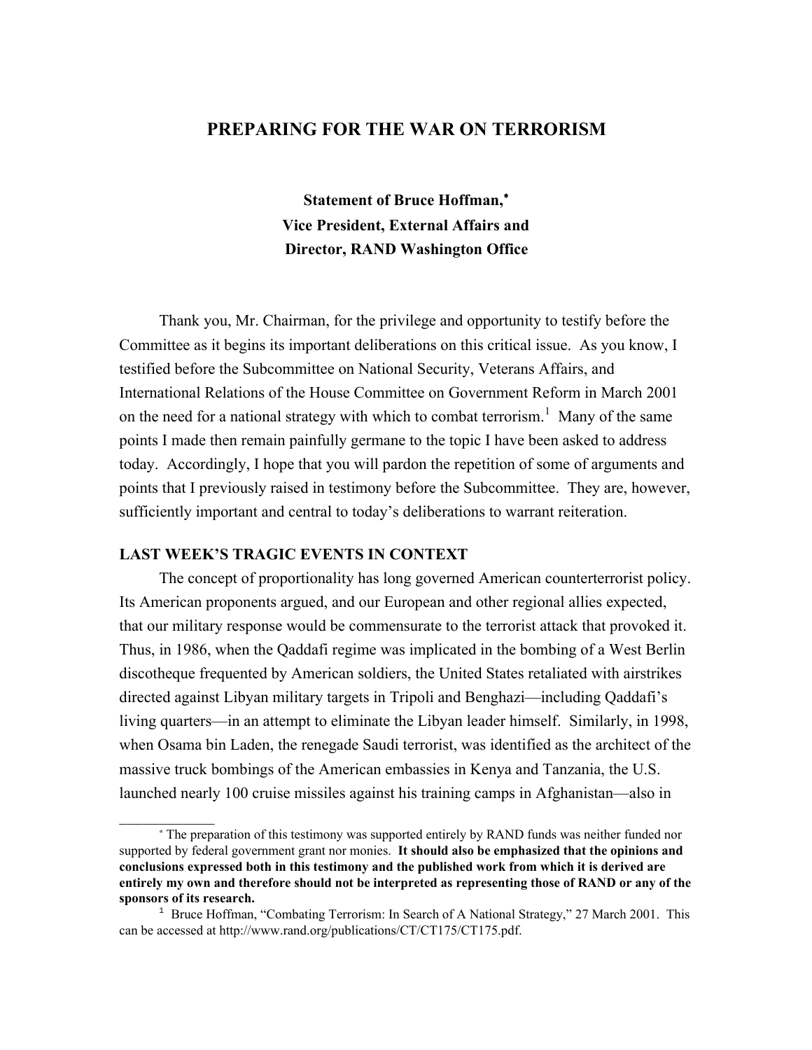# PREPARING FOR THE WAR ON TERRORISM

**Statement of Bruce Hoffman,[*]**
**Vice President, External Affairs and**
**Director, RAND Washington Office**

Thank you, Mr. Chairman, for the privilege and opportunity to testify before the Committee as it begins its important deliberations on this critical issue. As you know, I testified before the Subcommittee on National Security, Veterans Affairs, and International Relations of the House Committee on Government Reform in March 2001 on the need for a national strategy with which to combat terrorism.[1] Many of the same points I made then remain painfully germane to the topic I have been asked to address today. Accordingly, I hope that you will pardon the repetition of some of arguments and points that I previously raised in testimony before the Subcommittee. They are, however, sufficiently important and central to today's deliberations to warrant reiteration.

## LAST WEEK'S TRAGIC EVENTS IN CONTEXT

The concept of proportionality has long governed American counterterrorist policy. Its American proponents argued, and our European and other regional allies expected, that our military response would be commensurate to the terrorist attack that provoked it. Thus, in 1986, when the Qaddafi regime was implicated in the bombing of a West Berlin discotheque frequented by American soldiers, the United States retaliated with airstrikes directed against Libyan military targets in Tripoli and Benghazi—including Qaddafi's living quarters—in an attempt to eliminate the Libyan leader himself. Similarly, in 1998, when Osama bin Laden, the renegade Saudi terrorist, was identified as the architect of the massive truck bombings of the American embassies in Kenya and Tanzania, the U.S. launched nearly 100 cruise missiles against his training camps in Afghanistan—also in

---

[*] The preparation of this testimony was supported entirely by RAND funds was neither funded nor supported by federal government grant nor monies. **It should also be emphasized that the opinions and conclusions expressed both in this testimony and the published work from which it is derived are entirely my own and therefore should not be interpreted as representing those of RAND or any of the sponsors of its research.**

[1] Bruce Hoffman, "Combating Terrorism: In Search of A National Strategy," 27 March 2001. This can be accessed at http://www.rand.org/publications/CT/CT175/CT175.pdf.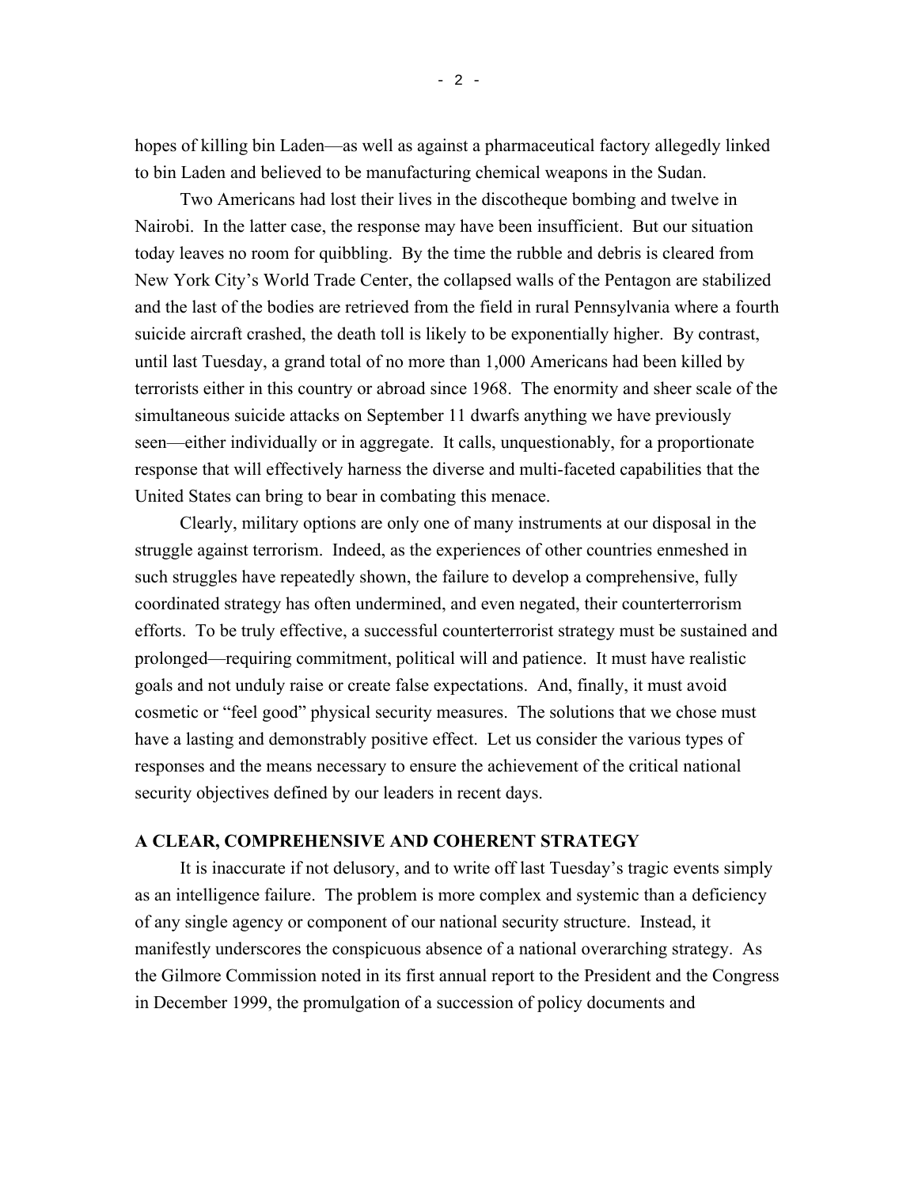hopes of killing bin Laden—as well as against a pharmaceutical factory allegedly linked to bin Laden and believed to be manufacturing chemical weapons in the Sudan.

Two Americans had lost their lives in the discotheque bombing and twelve in Nairobi. In the latter case, the response may have been insufficient. But our situation today leaves no room for quibbling. By the time the rubble and debris is cleared from New York City's World Trade Center, the collapsed walls of the Pentagon are stabilized and the last of the bodies are retrieved from the field in rural Pennsylvania where a fourth suicide aircraft crashed, the death toll is likely to be exponentially higher. By contrast, until last Tuesday, a grand total of no more than 1,000 Americans had been killed by terrorists either in this country or abroad since 1968. The enormity and sheer scale of the simultaneous suicide attacks on September 11 dwarfs anything we have previously seen—either individually or in aggregate. It calls, unquestionably, for a proportionate response that will effectively harness the diverse and multi-faceted capabilities that the United States can bring to bear in combating this menace.

Clearly, military options are only one of many instruments at our disposal in the struggle against terrorism. Indeed, as the experiences of other countries enmeshed in such struggles have repeatedly shown, the failure to develop a comprehensive, fully coordinated strategy has often undermined, and even negated, their counterterrorism efforts. To be truly effective, a successful counterterrorist strategy must be sustained and prolonged—requiring commitment, political will and patience. It must have realistic goals and not unduly raise or create false expectations. And, finally, it must avoid cosmetic or "feel good" physical security measures. The solutions that we chose must have a lasting and demonstrably positive effect. Let us consider the various types of responses and the means necessary to ensure the achievement of the critical national security objectives defined by our leaders in recent days.

## A CLEAR, COMPREHENSIVE AND COHERENT STRATEGY

It is inaccurate if not delusory, and to write off last Tuesday's tragic events simply as an intelligence failure. The problem is more complex and systemic than a deficiency of any single agency or component of our national security structure. Instead, it manifestly underscores the conspicuous absence of a national overarching strategy. As the Gilmore Commission noted in its first annual report to the President and the Congress in December 1999, the promulgation of a succession of policy documents and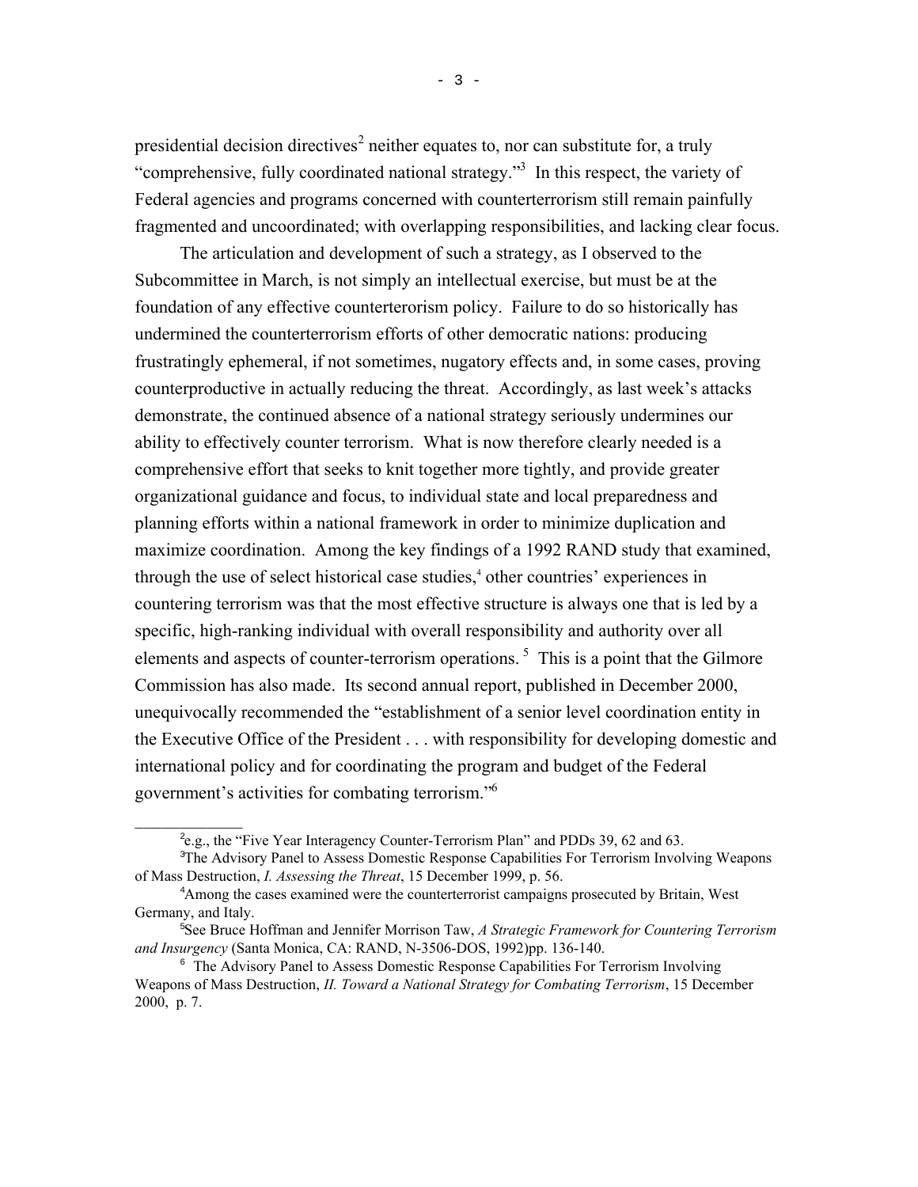presidential decision directives[2] neither equates to, nor can substitute for, a truly "comprehensive, fully coordinated national strategy."[3] In this respect, the variety of Federal agencies and programs concerned with counterterrorism still remain painfully fragmented and uncoordinated; with overlapping responsibilities, and lacking clear focus.

The articulation and development of such a strategy, as I observed to the Subcommittee in March, is not simply an intellectual exercise, but must be at the foundation of any effective counterterorism policy. Failure to do so historically has undermined the counterterrorism efforts of other democratic nations: producing frustratingly ephemeral, if not sometimes, nugatory effects and, in some cases, proving counterproductive in actually reducing the threat. Accordingly, as last week's attacks demonstrate, the continued absence of a national strategy seriously undermines our ability to effectively counter terrorism. What is now therefore clearly needed is a comprehensive effort that seeks to knit together more tightly, and provide greater organizational guidance and focus, to individual state and local preparedness and planning efforts within a national framework in order to minimize duplication and maximize coordination. Among the key findings of a 1992 RAND study that examined, through the use of select historical case studies,[4] other countries' experiences in countering terrorism was that the most effective structure is always one that is led by a specific, high-ranking individual with overall responsibility and authority over all elements and aspects of counter-terrorism operations.[5] This is a point that the Gilmore Commission has also made. Its second annual report, published in December 2000, unequivocally recommended the "establishment of a senior level coordination entity in the Executive Office of the President . . . with responsibility for developing domestic and international policy and for coordinating the program and budget of the Federal government's activities for combating terrorism."[6]

---

[2] e.g., the "Five Year Interagency Counter-Terrorism Plan" and PDDs 39, 62 and 63.

[3] The Advisory Panel to Assess Domestic Response Capabilities For Terrorism Involving Weapons of Mass Destruction, *I. Assessing the Threat*, 15 December 1999, p. 56.

[4] Among the cases examined were the counterterrorist campaigns prosecuted by Britain, West Germany, and Italy.

[5] See Bruce Hoffman and Jennifer Morrison Taw, *A Strategic Framework for Countering Terrorism and Insurgency* (Santa Monica, CA: RAND, N-3506-DOS, 1992)pp. 136-140.

[6] The Advisory Panel to Assess Domestic Response Capabilities For Terrorism Involving Weapons of Mass Destruction, *II. Toward a National Strategy for Combating Terrorism*, 15 December 2000, p. 7.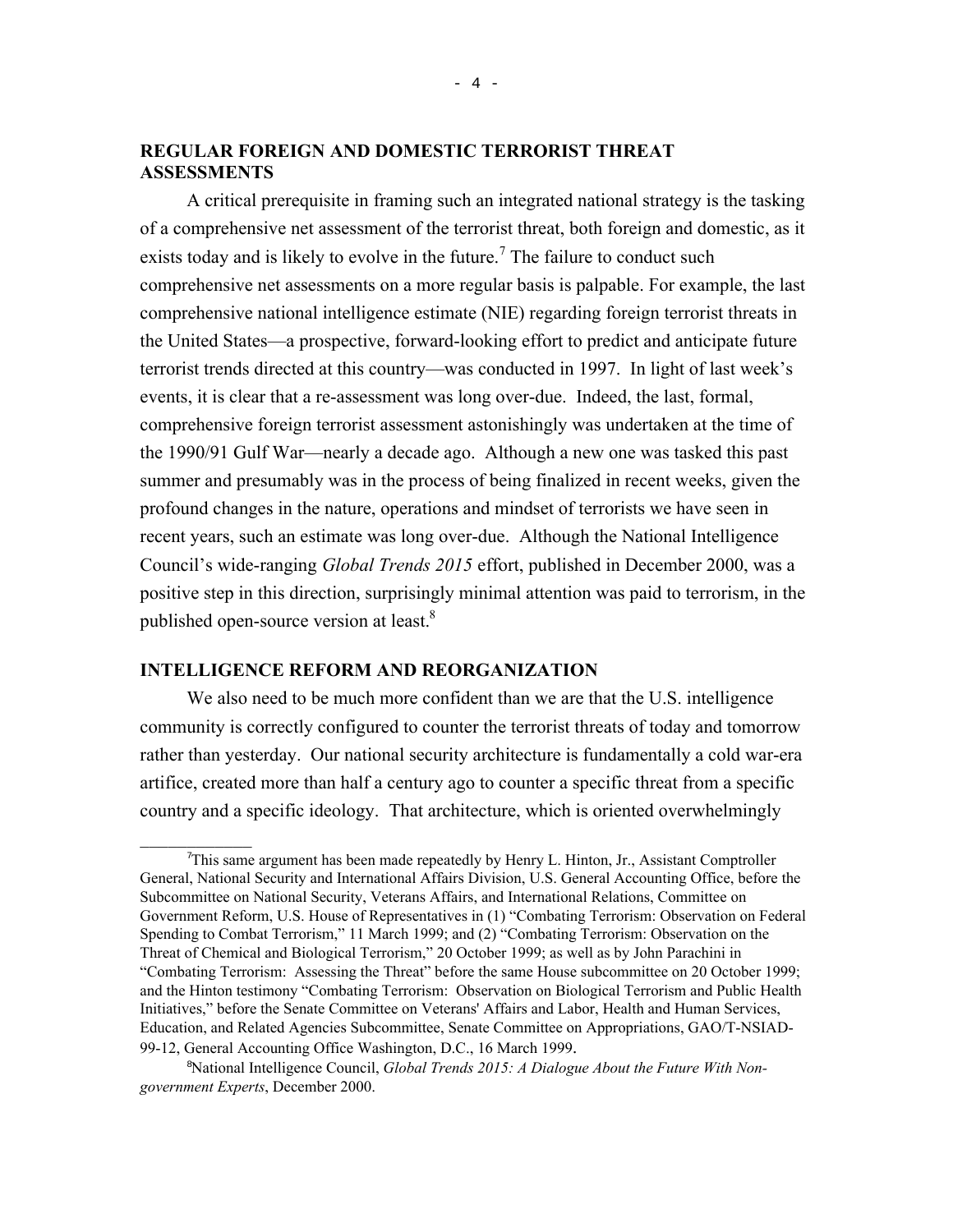## REGULAR FOREIGN AND DOMESTIC TERRORIST THREAT ASSESSMENTS

A critical prerequisite in framing such an integrated national strategy is the tasking of a comprehensive net assessment of the terrorist threat, both foreign and domestic, as it exists today and is likely to evolve in the future.[7] The failure to conduct such comprehensive net assessments on a more regular basis is palpable. For example, the last comprehensive national intelligence estimate (NIE) regarding foreign terrorist threats in the United States—a prospective, forward-looking effort to predict and anticipate future terrorist trends directed at this country—was conducted in 1997. In light of last week's events, it is clear that a re-assessment was long over-due. Indeed, the last, formal, comprehensive foreign terrorist assessment astonishingly was undertaken at the time of the 1990/91 Gulf War—nearly a decade ago. Although a new one was tasked this past summer and presumably was in the process of being finalized in recent weeks, given the profound changes in the nature, operations and mindset of terrorists we have seen in recent years, such an estimate was long over-due. Although the National Intelligence Council's wide-ranging *Global Trends 2015* effort, published in December 2000, was a positive step in this direction, surprisingly minimal attention was paid to terrorism, in the published open-source version at least.[8]

## INTELLIGENCE REFORM AND REORGANIZATION

We also need to be much more confident than we are that the U.S. intelligence community is correctly configured to counter the terrorist threats of today and tomorrow rather than yesterday. Our national security architecture is fundamentally a cold war-era artifice, created more than half a century ago to counter a specific threat from a specific country and a specific ideology. That architecture, which is oriented overwhelmingly

---

[7] This same argument has been made repeatedly by Henry L. Hinton, Jr., Assistant Comptroller General, National Security and International Affairs Division, U.S. General Accounting Office, before the Subcommittee on National Security, Veterans Affairs, and International Relations, Committee on Government Reform, U.S. House of Representatives in (1) "Combating Terrorism: Observation on Federal Spending to Combat Terrorism," 11 March 1999; and (2) "Combating Terrorism: Observation on the Threat of Chemical and Biological Terrorism," 20 October 1999; as well as by John Parachini in "Combating Terrorism: Assessing the Threat" before the same House subcommittee on 20 October 1999; and the Hinton testimony "Combating Terrorism: Observation on Biological Terrorism and Public Health Initiatives," before the Senate Committee on Veterans' Affairs and Labor, Health and Human Services, Education, and Related Agencies Subcommittee, Senate Committee on Appropriations, GAO/T-NSIAD-99-12, General Accounting Office Washington, D.C., 16 March 1999.

[8] National Intelligence Council, *Global Trends 2015: A Dialogue About the Future With Non-government Experts*, December 2000.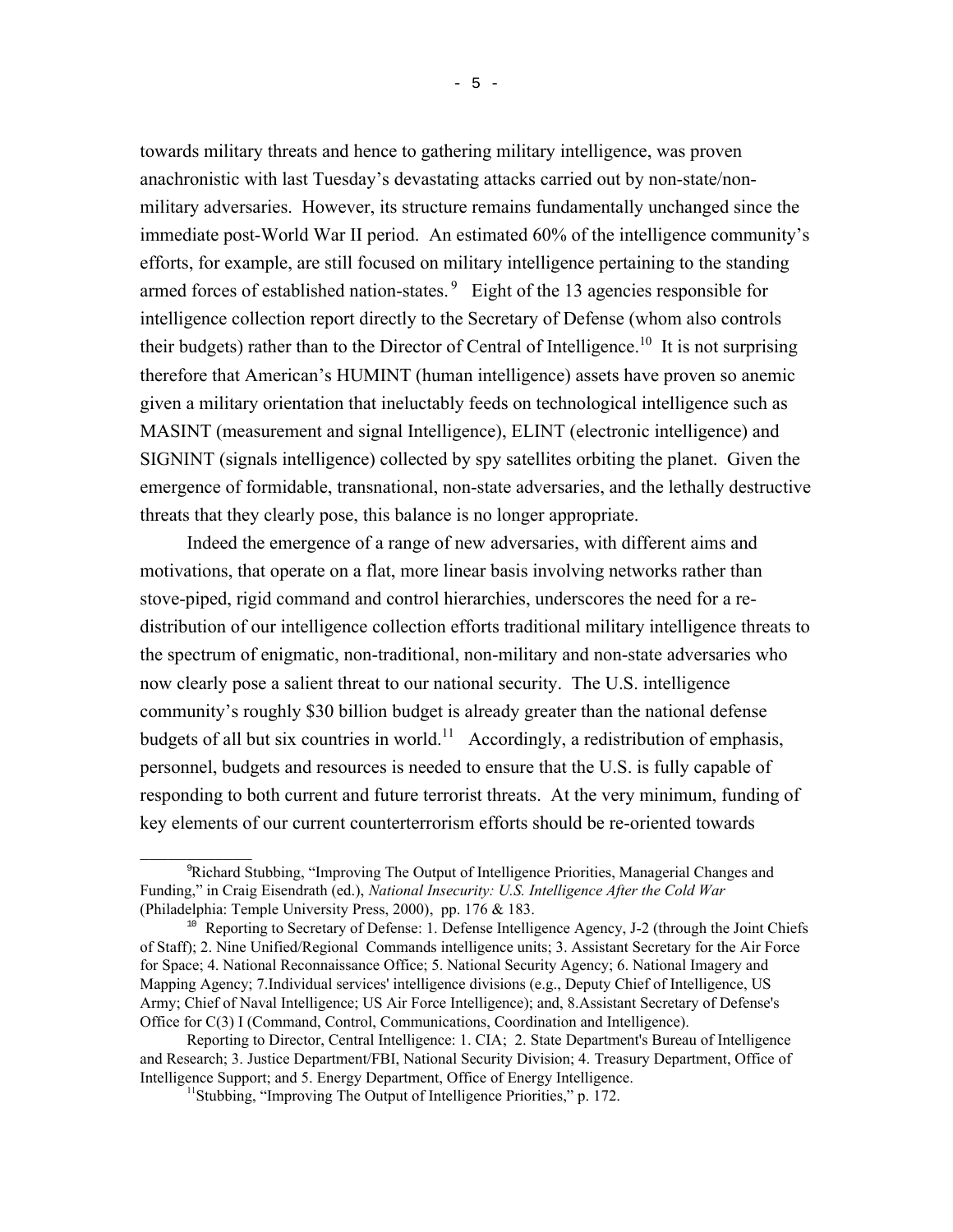towards military threats and hence to gathering military intelligence, was proven anachronistic with last Tuesday's devastating attacks carried out by non-state/non-military adversaries. However, its structure remains fundamentally unchanged since the immediate post-World War II period. An estimated 60% of the intelligence community's efforts, for example, are still focused on military intelligence pertaining to the standing armed forces of established nation-states.[9] Eight of the 13 agencies responsible for intelligence collection report directly to the Secretary of Defense (whom also controls their budgets) rather than to the Director of Central of Intelligence.[10] It is not surprising therefore that American's HUMINT (human intelligence) assets have proven so anemic given a military orientation that ineluctably feeds on technological intelligence such as MASINT (measurement and signal Intelligence), ELINT (electronic intelligence) and SIGNINT (signals intelligence) collected by spy satellites orbiting the planet. Given the emergence of formidable, transnational, non-state adversaries, and the lethally destructive threats that they clearly pose, this balance is no longer appropriate.

Indeed the emergence of a range of new adversaries, with different aims and motivations, that operate on a flat, more linear basis involving networks rather than stove-piped, rigid command and control hierarchies, underscores the need for a re-distribution of our intelligence collection efforts traditional military intelligence threats to the spectrum of enigmatic, non-traditional, non-military and non-state adversaries who now clearly pose a salient threat to our national security. The U.S. intelligence community's roughly \$30 billion budget is already greater than the national defense budgets of all but six countries in world.[11] Accordingly, a redistribution of emphasis, personnel, budgets and resources is needed to ensure that the U.S. is fully capable of responding to both current and future terrorist threats. At the very minimum, funding of key elements of our current counterterrorism efforts should be re-oriented towards

---

[9] Richard Stubbing, "Improving The Output of Intelligence Priorities, Managerial Changes and Funding," in Craig Eisendrath (ed.), *National Insecurity: U.S. Intelligence After the Cold War* (Philadelphia: Temple University Press, 2000), pp. 176 & 183.

[10] Reporting to Secretary of Defense: 1. Defense Intelligence Agency, J-2 (through the Joint Chiefs of Staff); 2. Nine Unified/Regional Commands intelligence units; 3. Assistant Secretary for the Air Force for Space; 4. National Reconnaissance Office; 5. National Security Agency; 6. National Imagery and Mapping Agency; 7.Individual services' intelligence divisions (e.g., Deputy Chief of Intelligence, US Army; Chief of Naval Intelligence; US Air Force Intelligence); and, 8.Assistant Secretary of Defense's Office for C(3) I (Command, Control, Communications, Coordination and Intelligence).

Reporting to Director, Central Intelligence: 1. CIA; 2. State Department's Bureau of Intelligence and Research; 3. Justice Department/FBI, National Security Division; 4. Treasury Department, Office of Intelligence Support; and 5. Energy Department, Office of Energy Intelligence.

[11] Stubbing, "Improving The Output of Intelligence Priorities," p. 172.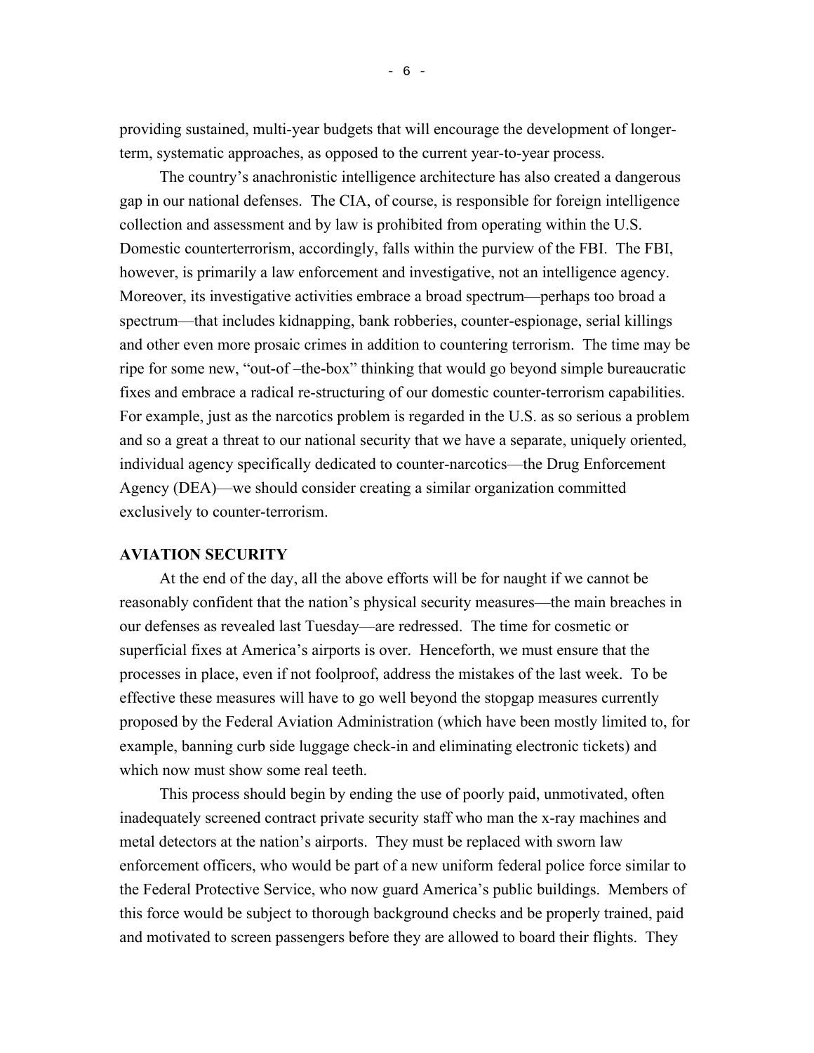providing sustained, multi-year budgets that will encourage the development of longer-term, systematic approaches, as opposed to the current year-to-year process.

The country's anachronistic intelligence architecture has also created a dangerous gap in our national defenses. The CIA, of course, is responsible for foreign intelligence collection and assessment and by law is prohibited from operating within the U.S. Domestic counterterrorism, accordingly, falls within the purview of the FBI. The FBI, however, is primarily a law enforcement and investigative, not an intelligence agency. Moreover, its investigative activities embrace a broad spectrum—perhaps too broad a spectrum—that includes kidnapping, bank robberies, counter-espionage, serial killings and other even more prosaic crimes in addition to countering terrorism. The time may be ripe for some new, "out-of –the-box" thinking that would go beyond simple bureaucratic fixes and embrace a radical re-structuring of our domestic counter-terrorism capabilities. For example, just as the narcotics problem is regarded in the U.S. as so serious a problem and so a great a threat to our national security that we have a separate, uniquely oriented, individual agency specifically dedicated to counter-narcotics—the Drug Enforcement Agency (DEA)—we should consider creating a similar organization committed exclusively to counter-terrorism.

## AVIATION SECURITY

At the end of the day, all the above efforts will be for naught if we cannot be reasonably confident that the nation's physical security measures—the main breaches in our defenses as revealed last Tuesday—are redressed. The time for cosmetic or superficial fixes at America's airports is over. Henceforth, we must ensure that the processes in place, even if not foolproof, address the mistakes of the last week. To be effective these measures will have to go well beyond the stopgap measures currently proposed by the Federal Aviation Administration (which have been mostly limited to, for example, banning curb side luggage check-in and eliminating electronic tickets) and which now must show some real teeth.

This process should begin by ending the use of poorly paid, unmotivated, often inadequately screened contract private security staff who man the x-ray machines and metal detectors at the nation's airports. They must be replaced with sworn law enforcement officers, who would be part of a new uniform federal police force similar to the Federal Protective Service, who now guard America's public buildings. Members of this force would be subject to thorough background checks and be properly trained, paid and motivated to screen passengers before they are allowed to board their flights. They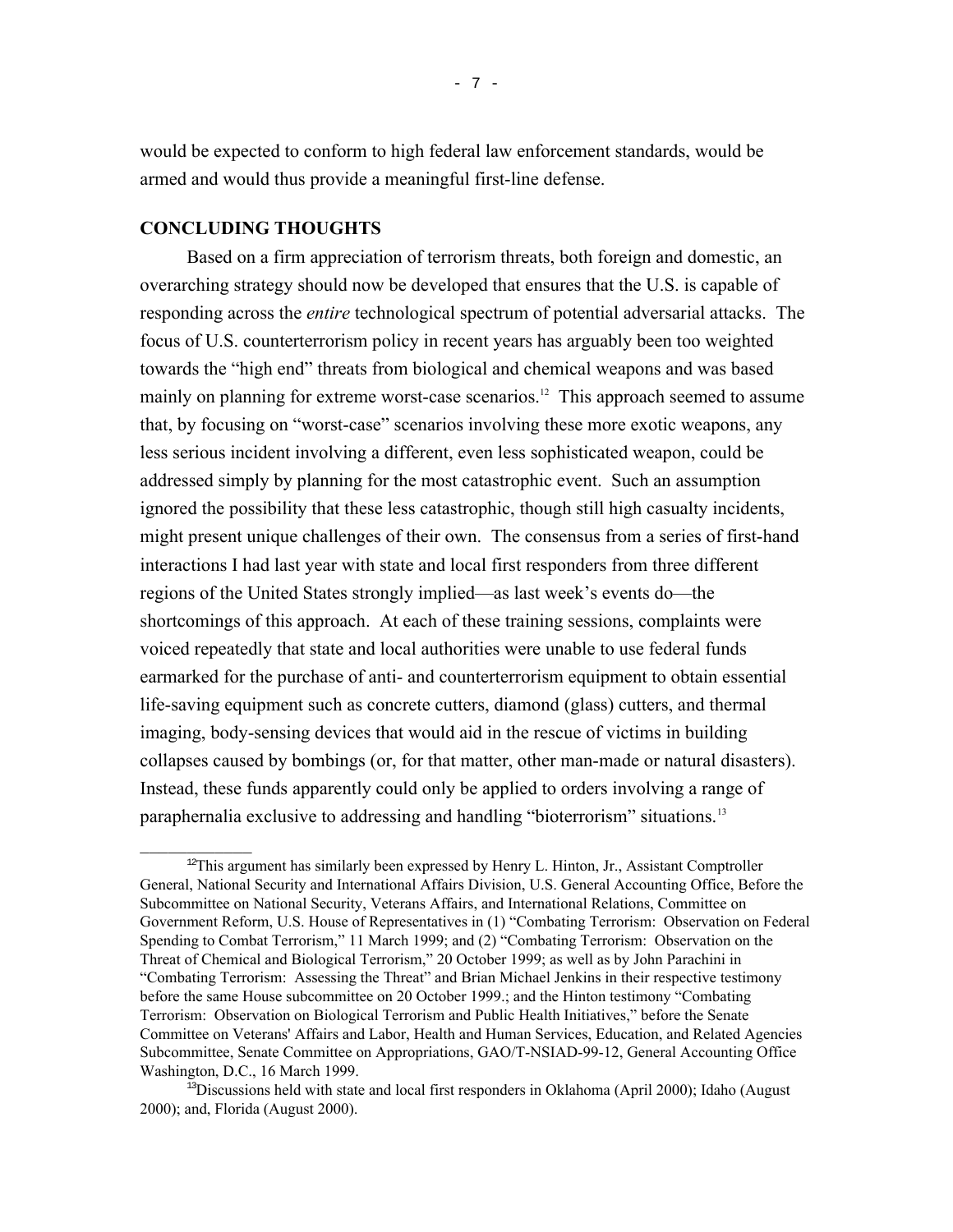would be expected to conform to high federal law enforcement standards, would be armed and would thus provide a meaningful first-line defense.

## CONCLUDING THOUGHTS

Based on a firm appreciation of terrorism threats, both foreign and domestic, an overarching strategy should now be developed that ensures that the U.S. is capable of responding across the *entire* technological spectrum of potential adversarial attacks. The focus of U.S. counterterrorism policy in recent years has arguably been too weighted towards the "high end" threats from biological and chemical weapons and was based mainly on planning for extreme worst-case scenarios.[12] This approach seemed to assume that, by focusing on "worst-case" scenarios involving these more exotic weapons, any less serious incident involving a different, even less sophisticated weapon, could be addressed simply by planning for the most catastrophic event. Such an assumption ignored the possibility that these less catastrophic, though still high casualty incidents, might present unique challenges of their own. The consensus from a series of first-hand interactions I had last year with state and local first responders from three different regions of the United States strongly implied—as last week's events do—the shortcomings of this approach. At each of these training sessions, complaints were voiced repeatedly that state and local authorities were unable to use federal funds earmarked for the purchase of anti- and counterterrorism equipment to obtain essential life-saving equipment such as concrete cutters, diamond (glass) cutters, and thermal imaging, body-sensing devices that would aid in the rescue of victims in building collapses caused by bombings (or, for that matter, other man-made or natural disasters). Instead, these funds apparently could only be applied to orders involving a range of paraphernalia exclusive to addressing and handling "bioterrorism" situations.[13]

---

[12] This argument has similarly been expressed by Henry L. Hinton, Jr., Assistant Comptroller General, National Security and International Affairs Division, U.S. General Accounting Office, Before the Subcommittee on National Security, Veterans Affairs, and International Relations, Committee on Government Reform, U.S. House of Representatives in (1) "Combating Terrorism: Observation on Federal Spending to Combat Terrorism," 11 March 1999; and (2) "Combating Terrorism: Observation on the Threat of Chemical and Biological Terrorism," 20 October 1999; as well as by John Parachini in "Combating Terrorism: Assessing the Threat" and Brian Michael Jenkins in their respective testimony before the same House subcommittee on 20 October 1999.; and the Hinton testimony "Combating Terrorism: Observation on Biological Terrorism and Public Health Initiatives," before the Senate Committee on Veterans' Affairs and Labor, Health and Human Services, Education, and Related Agencies Subcommittee, Senate Committee on Appropriations, GAO/T-NSIAD-99-12, General Accounting Office Washington, D.C., 16 March 1999.

[13] Discussions held with state and local first responders in Oklahoma (April 2000); Idaho (August 2000); and, Florida (August 2000).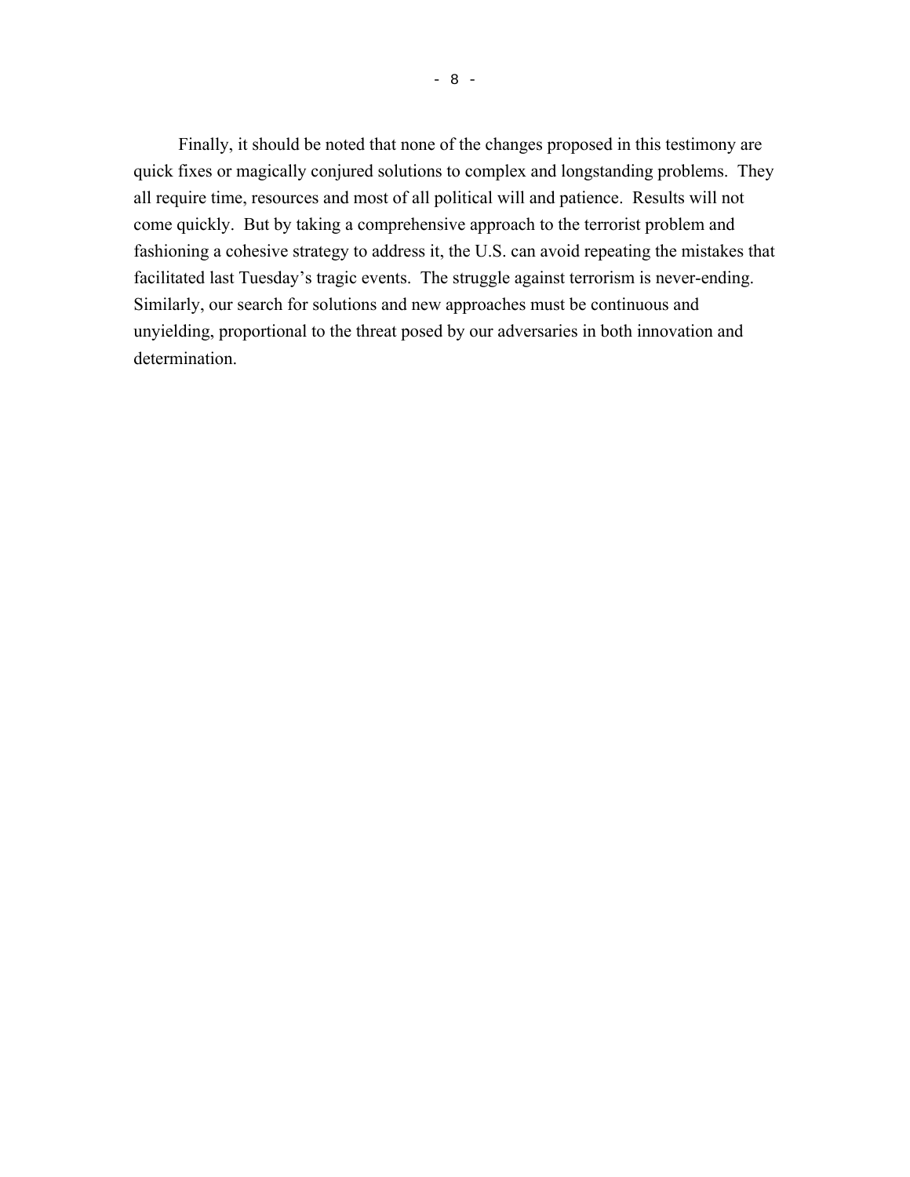Finally, it should be noted that none of the changes proposed in this testimony are quick fixes or magically conjured solutions to complex and longstanding problems. They all require time, resources and most of all political will and patience. Results will not come quickly. But by taking a comprehensive approach to the terrorist problem and fashioning a cohesive strategy to address it, the U.S. can avoid repeating the mistakes that facilitated last Tuesday's tragic events. The struggle against terrorism is never-ending. Similarly, our search for solutions and new approaches must be continuous and unyielding, proportional to the threat posed by our adversaries in both innovation and determination.